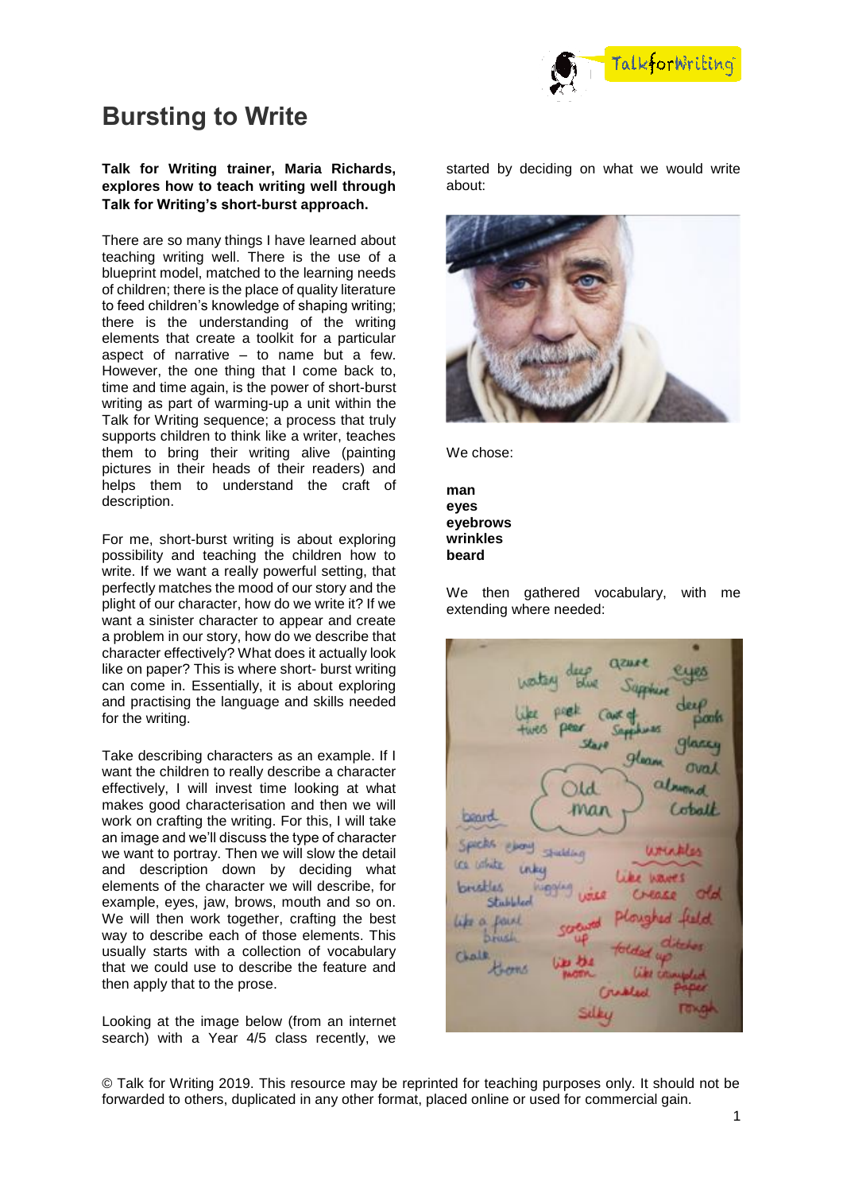# Bursting to Write

**Talk for Writing trainer, Maria Richards, explores how to teach writing well through Talk for Writing's short-burst approach.**

There are so many things I have learned about teaching writing well. There is the use of a blueprint model, matched to the learning needs of children; there is the place of quality literature to feed children's knowledge of shaping writing; there is the understanding of the writing elements that create a toolkit for a particular aspect of narrative – to name but a few. However, the one thing that I come back to, time and time again, is the power of short-burst writing as part of warming-up a unit within the Talk for Writing sequence; a process that truly supports children to think like a writer, teaches them to bring their writing alive (painting pictures in their heads of their readers) and helps them to understand the craft of description.

For me, short-burst writing is about exploring possibility and teaching the children how to write. If we want a really powerful setting, that perfectly matches the mood of our story and the plight of our character, how do we write it? If we want a sinister character to appear and create a problem in our story, how do we describe that character effectively? What does it actually look like on paper? This is where short- burst writing can come in. Essentially, it is about exploring and practising the language and skills needed for the writing.

Take describing characters as an example. If I want the children to really describe a character effectively, I will invest time looking at what makes good characterisation and then we will work on crafting the writing. For this, I will take an image and we'll discuss the type of character we want to portray. Then we will slow the detail and description down by deciding what elements of the character we will describe, for example, eyes, jaw, brows, mouth and so on. We will then work together, crafting the best way to describe each of those elements. This usually starts with a collection of vocabulary that we could use to describe the feature and then apply that to the prose.

Looking at the image below (from an internet search) with a Year 4/5 class recently, we started by deciding on what we would write about:

We chose:

**man**
**eyes**
**eyebrows**
**wrinkles**
**beard**

We then gathered vocabulary, with me extending where needed: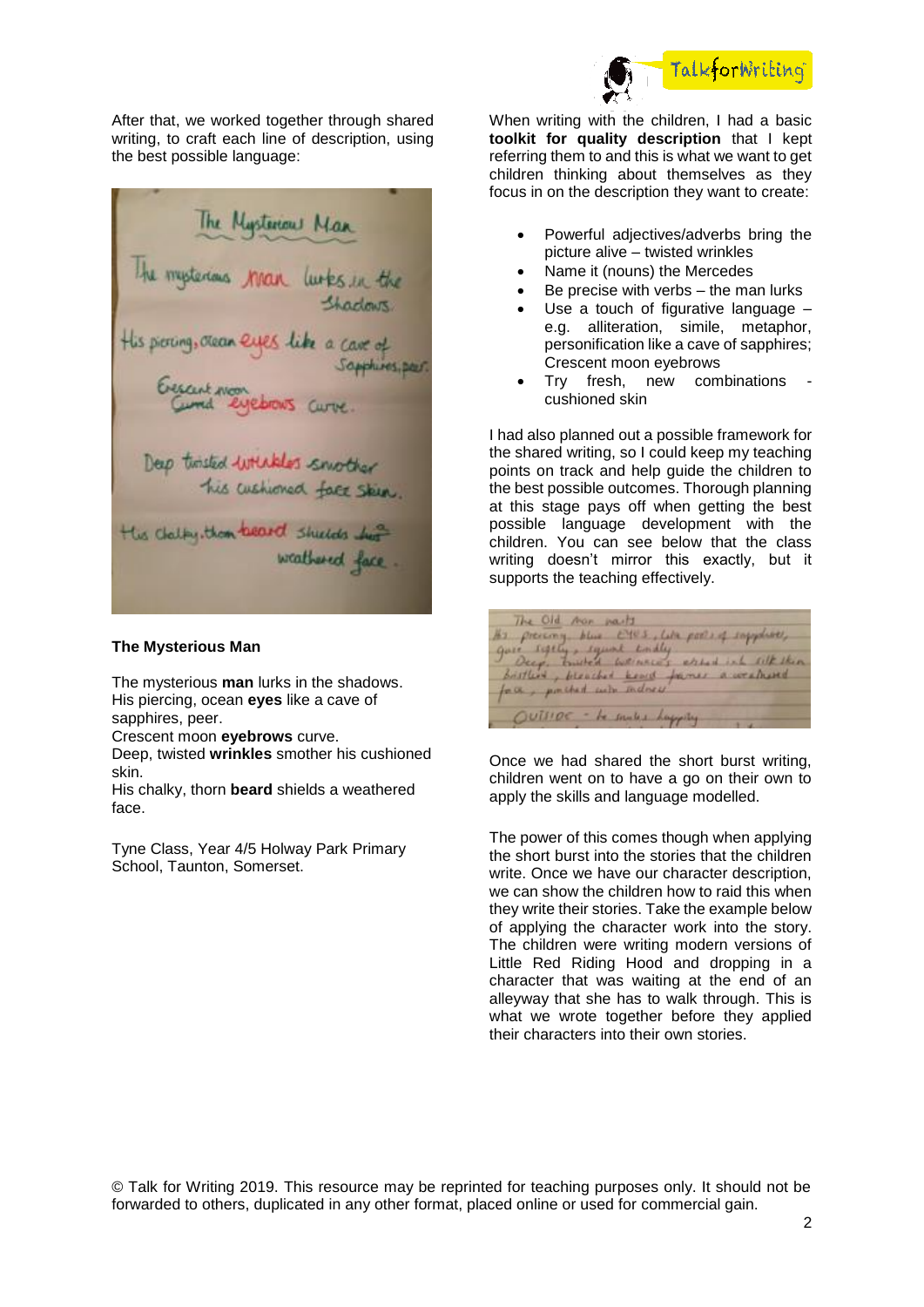After that, we worked together through shared writing, to craft each line of description, using the best possible language:

### The Mysterious Man

The mysterious **man** lurks in the shadows.
His piercing, ocean **eyes** like a cave of sapphires, peer.
Crescent moon **eyebrows** curve.
Deep, twisted **wrinkles** smother his cushioned skin.
His chalky, thorn **beard** shields a weathered face.

Tyne Class, Year 4/5 Holway Park Primary School, Taunton, Somerset.

When writing with the children, I had a basic **toolkit for quality description** that I kept referring them to and this is what we want to get children thinking about themselves as they focus in on the description they want to create:

- Powerful adjectives/adverbs bring the picture alive – twisted wrinkles
- Name it (nouns) the Mercedes
- Be precise with verbs – the man lurks
- Use a touch of figurative language – e.g. alliteration, simile, metaphor, personification like a cave of sapphires; Crescent moon eyebrows
- Try fresh, new combinations - cushioned skin

I had also planned out a possible framework for the shared writing, so I could keep my teaching points on track and help guide the children to the best possible outcomes. Thorough planning at this stage pays off when getting the best possible language development with the children. You can see below that the class writing doesn't mirror this exactly, but it supports the teaching effectively.

Once we had shared the short burst writing, children went on to have a go on their own to apply the skills and language modelled.

The power of this comes though when applying the short burst into the stories that the children write. Once we have our character description, we can show the children how to raid this when they write their stories. Take the example below of applying the character work into the story. The children were writing modern versions of Little Red Riding Hood and dropping in a character that was waiting at the end of an alleyway that she has to walk through. This is what we wrote together before they applied their characters into their own stories.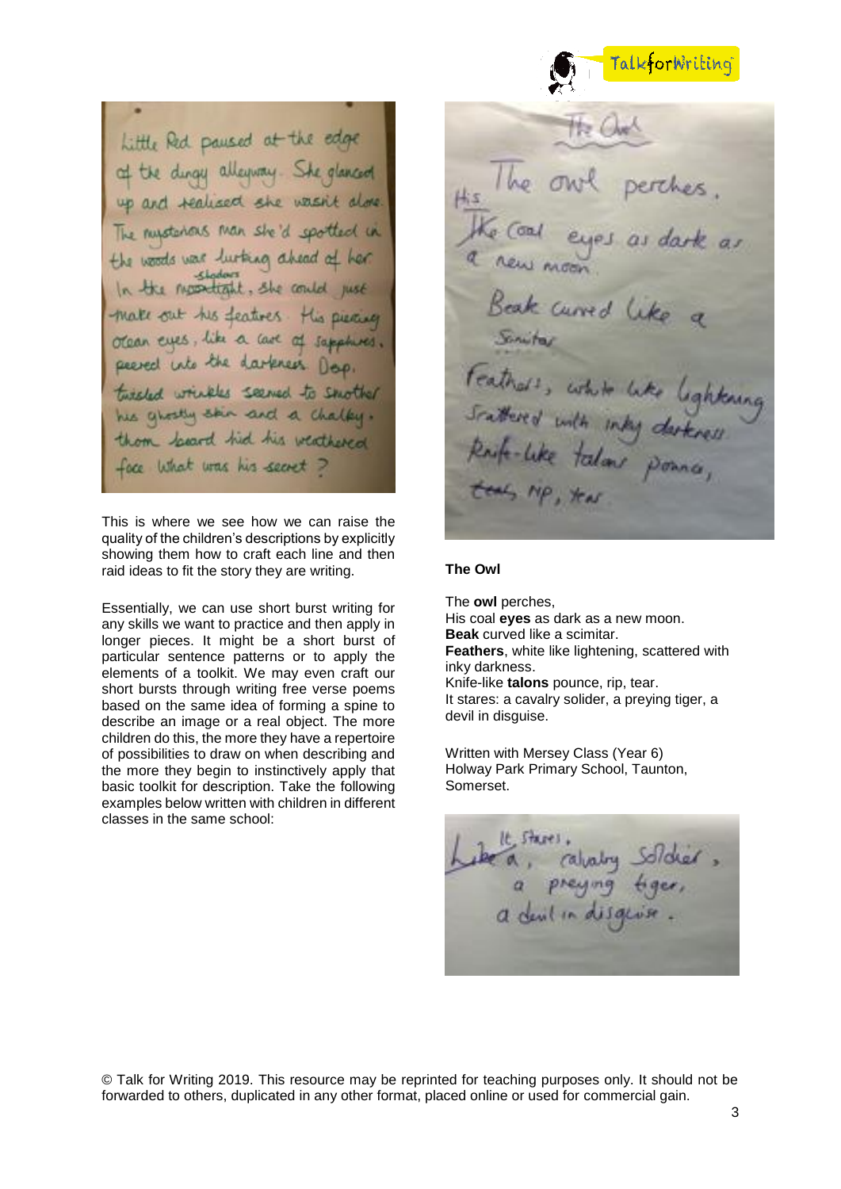Little Red paused at the edge of the dingy alleyway. She glanced up and realised she wasn't alone. The mysterious man she'd spotted in the woods was lurking ahead of her. In the shadows, she could just make out his features. His piercing ocean eyes, like a cave of sapphires, peered into the darkness. Deep, twisted wrinkles seemed to smother his ghostly skin and a chalky-thorn beard hid his weathered face. What was his secret?

This is where we see how we can raise the quality of the children's descriptions by explicitly showing them how to craft each line and then raid ideas to fit the story they are writing.

Essentially, we can use short burst writing for any skills we want to practice and then apply in longer pieces. It might be a short burst of particular sentence patterns or to apply the elements of a toolkit. We may even craft our short bursts through writing free verse poems based on the same idea of forming a spine to describe an image or a real object. The more children do this, the more they have a repertoire of possibilities to draw on when describing and the more they begin to instinctively apply that basic toolkit for description. Take the following examples below written with children in different classes in the same school:

**The Owl**

The **owl** perches,
His coal **eyes** as dark as a new moon.
**Beak** curved like a scimitar.
**Feathers**, white like lightening, scattered with inky darkness.
Knife-like **talons** pounce, rip, tear.
It stares: a cavalry solider, a preying tiger, a devil in disguise.

Written with Mersey Class (Year 6)
Holway Park Primary School, Taunton, Somerset.

© Talk for Writing 2019. This resource may be reprinted for teaching purposes only. It should not be forwarded to others, duplicated in any other format, placed online or used for commercial gain.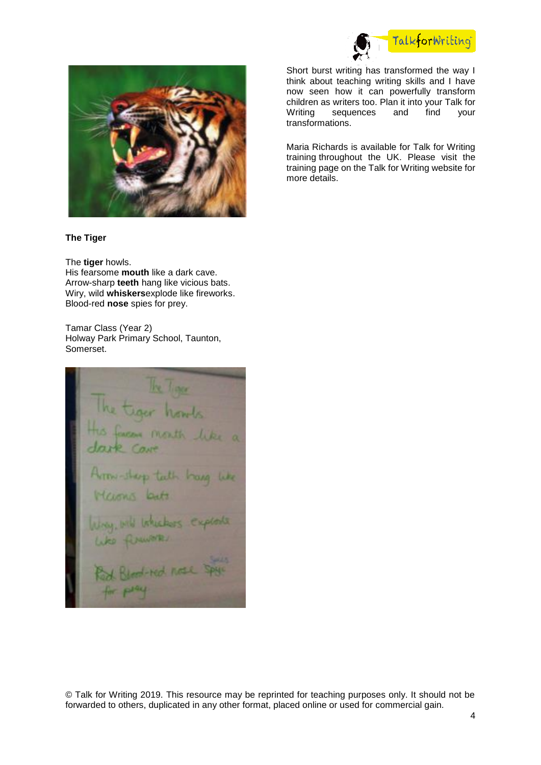Short burst writing has transformed the way I think about teaching writing skills and I have now seen how it can powerfully transform children as writers too. Plan it into your Talk for Writing sequences and find your transformations.

Maria Richards is available for Talk for Writing training throughout the UK. Please visit the training page on the Talk for Writing website for more details.

**The Tiger**

The **tiger** howls.
His fearsome **mouth** like a dark cave.
Arrow-sharp **teeth** hang like vicious bats.
Wiry, wild **whiskers**explode like fireworks.
Blood-red **nose** spies for prey.

Tamar Class (Year 2)
Holway Park Primary School, Taunton, Somerset.

© Talk for Writing 2019. This resource may be reprinted for teaching purposes only. It should not be forwarded to others, duplicated in any other format, placed online or used for commercial gain.